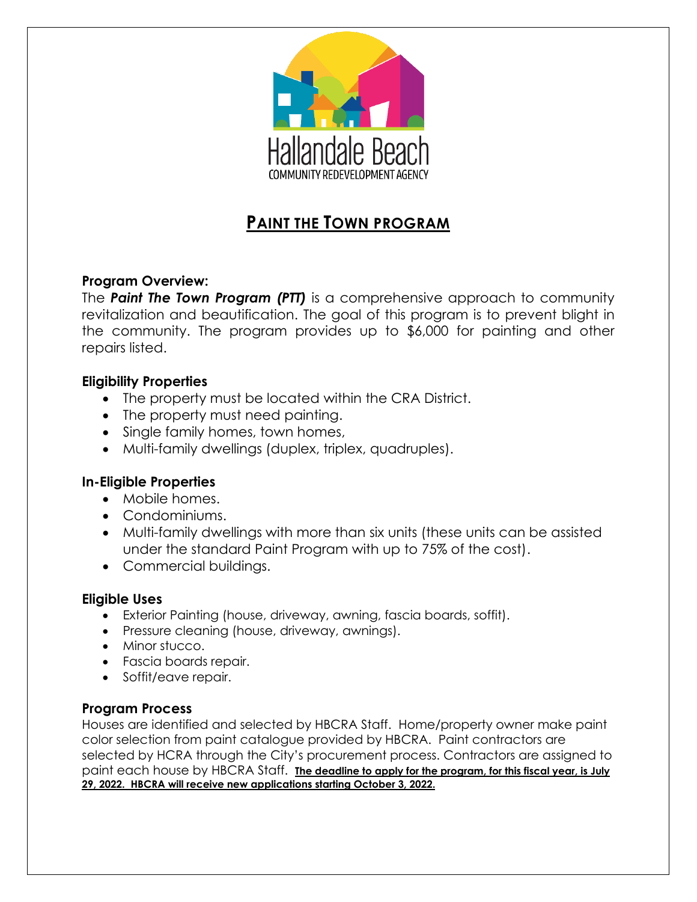Hallandale Beach

COMMUNITY REDEVELOPMENT AGENCY

# PAINT THE TOWN PROGRAM

**Program Overview:**

The ***Paint The Town Program (PTT)*** is a comprehensive approach to community revitalization and beautification. The goal of this program is to prevent blight in the community. The program provides up to $6,000 for painting and other repairs listed.

**Eligibility Properties**

- The property must be located within the CRA District.
- The property must need painting.
- Single family homes, town homes,
- Multi-family dwellings (duplex, triplex, quadruples).

**In-Eligible Properties**

- Mobile homes.
- Condominiums.
- Multi-family dwellings with more than six units (these units can be assisted under the standard Paint Program with up to 75% of the cost).
- Commercial buildings.

**Eligible Uses**

- Exterior Painting (house, driveway, awning, fascia boards, soffit).
- Pressure cleaning (house, driveway, awnings).
- Minor stucco.
- Fascia boards repair.
- Soffit/eave repair.

**Program Process**

Houses are identified and selected by HBCRA Staff. Home/property owner make paint color selection from paint catalogue provided by HBCRA. Paint contractors are selected by HCRA through the City's procurement process. Contractors are assigned to paint each house by HBCRA Staff. **The deadline to apply for the program, for this fiscal year, is July 29, 2022. HBCRA will receive new applications starting October 3, 2022.**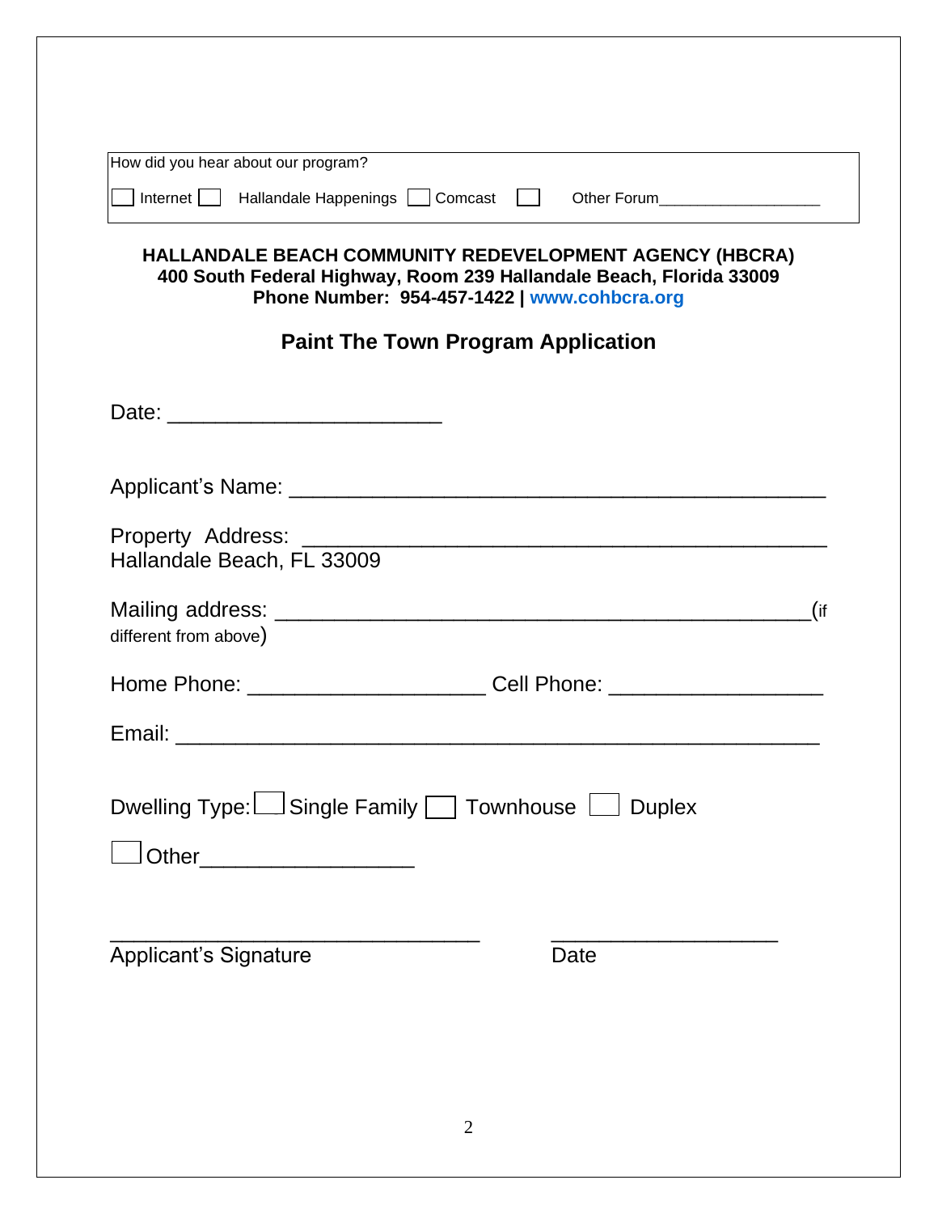How did you hear about our program?

☐ Internet ☐ Hallandale Happenings ☐ Comcast ☐ Other Forum__________________

**HALLANDALE BEACH COMMUNITY REDEVELOPMENT AGENCY (HBCRA)**
**400 South Federal Highway, Room 239 Hallandale Beach, Florida 33009**
**Phone Number: 954-457-1422 | www.cohbcra.org**

## Paint The Town Program Application

Date: ______________________

Applicant's Name: ___________________________________________

Property Address: ___________________________________________
Hallandale Beach, FL 33009

Mailing address: ___________________________________________(if different from above)

Home Phone: ___________________ Cell Phone: _________________

Email: ____________________________________________________

Dwelling Type: ☐ Single Family ☐ Townhouse ☐ Duplex

☐ Other_________________

______________________________ ____________________
Applicant's Signature Date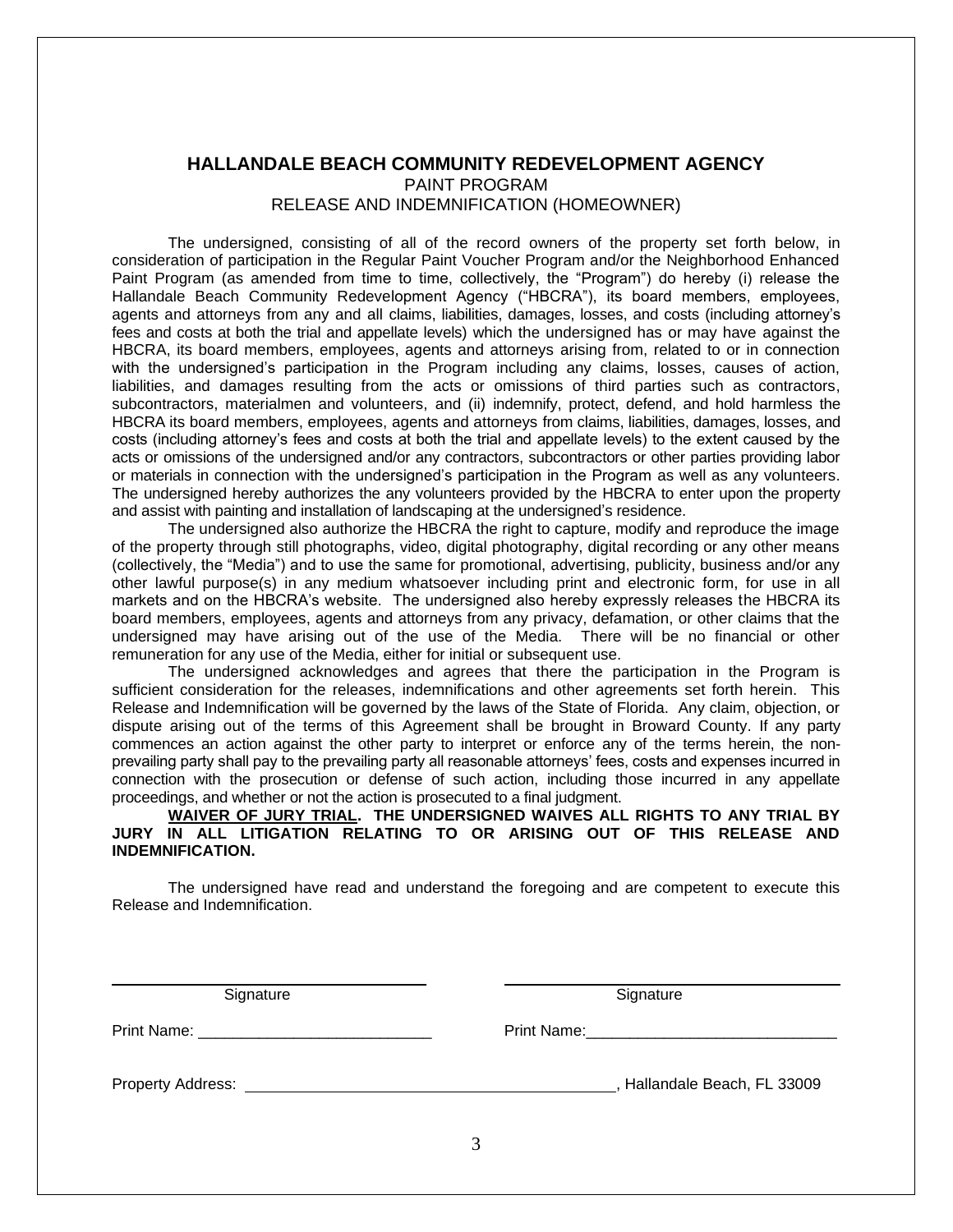# HALLANDALE BEACH COMMUNITY REDEVELOPMENT AGENCY

PAINT PROGRAM

RELEASE AND INDEMNIFICATION (HOMEOWNER)

The undersigned, consisting of all of the record owners of the property set forth below, in consideration of participation in the Regular Paint Voucher Program and/or the Neighborhood Enhanced Paint Program (as amended from time to time, collectively, the "Program") do hereby (i) release the Hallandale Beach Community Redevelopment Agency ("HBCRA"), its board members, employees, agents and attorneys from any and all claims, liabilities, damages, losses, and costs (including attorney's fees and costs at both the trial and appellate levels) which the undersigned has or may have against the HBCRA, its board members, employees, agents and attorneys arising from, related to or in connection with the undersigned's participation in the Program including any claims, losses, causes of action, liabilities, and damages resulting from the acts or omissions of third parties such as contractors, subcontractors, materialmen and volunteers, and (ii) indemnify, protect, defend, and hold harmless the HBCRA its board members, employees, agents and attorneys from claims, liabilities, damages, losses, and costs (including attorney's fees and costs at both the trial and appellate levels) to the extent caused by the acts or omissions of the undersigned and/or any contractors, subcontractors or other parties providing labor or materials in connection with the undersigned's participation in the Program as well as any volunteers. The undersigned hereby authorizes the any volunteers provided by the HBCRA to enter upon the property and assist with painting and installation of landscaping at the undersigned's residence.

The undersigned also authorize the HBCRA the right to capture, modify and reproduce the image of the property through still photographs, video, digital photography, digital recording or any other means (collectively, the "Media") and to use the same for promotional, advertising, publicity, business and/or any other lawful purpose(s) in any medium whatsoever including print and electronic form, for use in all markets and on the HBCRA's website. The undersigned also hereby expressly releases the HBCRA its board members, employees, agents and attorneys from any privacy, defamation, or other claims that the undersigned may have arising out of the use of the Media. There will be no financial or other remuneration for any use of the Media, either for initial or subsequent use.

The undersigned acknowledges and agrees that there the participation in the Program is sufficient consideration for the releases, indemnifications and other agreements set forth herein. This Release and Indemnification will be governed by the laws of the State of Florida. Any claim, objection, or dispute arising out of the terms of this Agreement shall be brought in Broward County. If any party commences an action against the other party to interpret or enforce any of the terms herein, the non-prevailing party shall pay to the prevailing party all reasonable attorneys' fees, costs and expenses incurred in connection with the prosecution or defense of such action, including those incurred in any appellate proceedings, and whether or not the action is prosecuted to a final judgment.

**WAIVER OF JURY TRIAL. THE UNDERSIGNED WAIVES ALL RIGHTS TO ANY TRIAL BY JURY IN ALL LITIGATION RELATING TO OR ARISING OUT OF THIS RELEASE AND INDEMNIFICATION.**

The undersigned have read and understand the foregoing and are competent to execute this Release and Indemnification.

| | |
|---|---|
| \_\_\_\_\_\_\_\_\_\_\_\_\_\_\_\_\_\_\_\_\_\_\_\_\_\_\_\_ | \_\_\_\_\_\_\_\_\_\_\_\_\_\_\_\_\_\_\_\_\_\_\_\_\_\_\_\_ |
| Signature | Signature |
| Print Name: \_\_\_\_\_\_\_\_\_\_\_\_\_\_\_\_\_\_\_\_\_\_\_\_ | Print Name: \_\_\_\_\_\_\_\_\_\_\_\_\_\_\_\_\_\_\_\_\_\_\_\_ |

Property Address: \_\_\_\_\_\_\_\_\_\_\_\_\_\_\_\_\_\_\_\_\_\_\_\_\_\_\_\_\_\_\_\_\_\_\_\_\_\_\_\_, Hallandale Beach, FL 33009